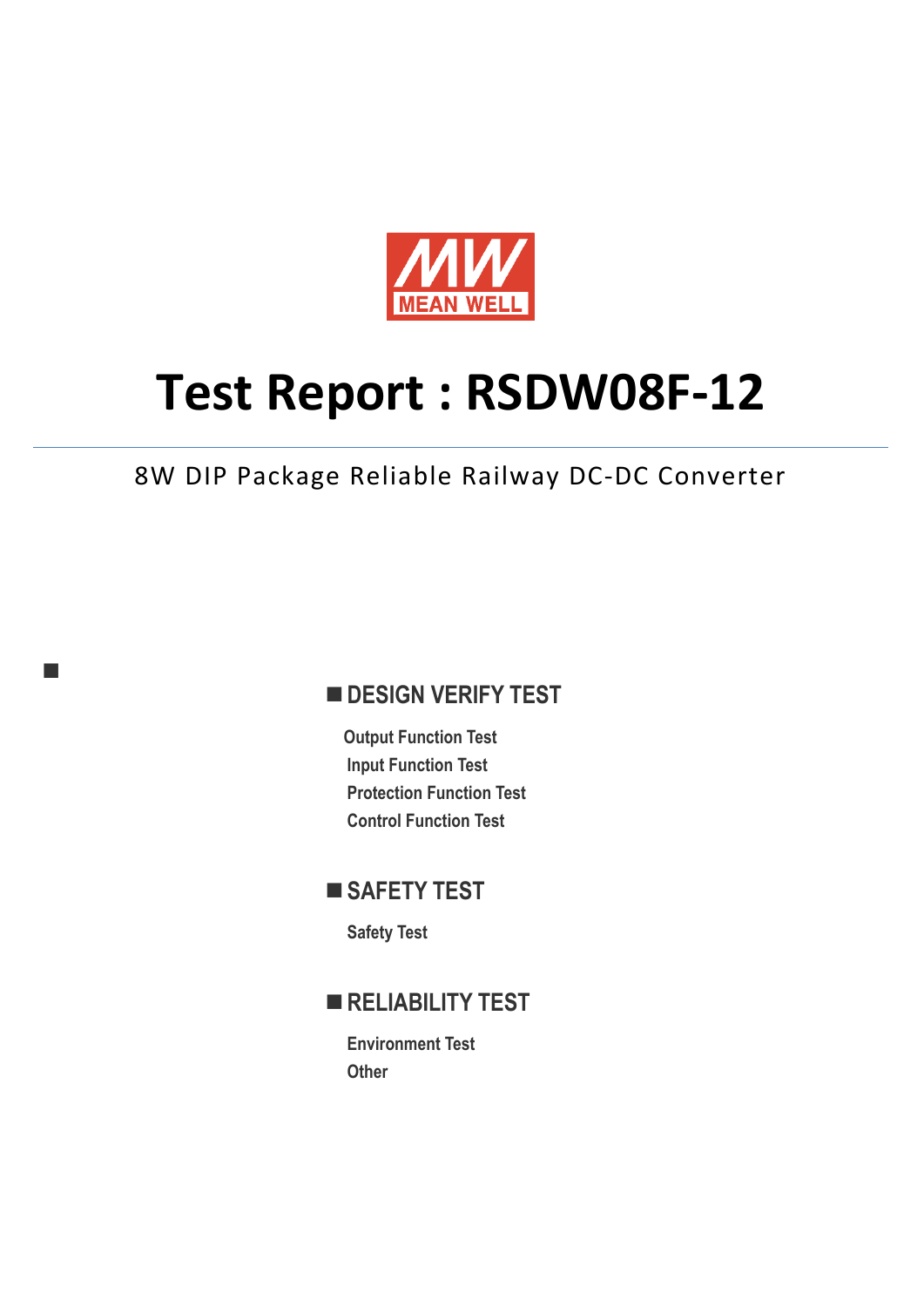MEAN WELL

# Test Report : RSDW08F-12

8W DIP Package Reliable Railway DC-DC Converter

## ■ DESIGN VERIFY TEST

- Output Function Test
- Input Function Test
- Protection Function Test
- Control Function Test

## ■ SAFETY TEST

- Safety Test

## ■ RELIABILITY TEST

- Environment Test
- Other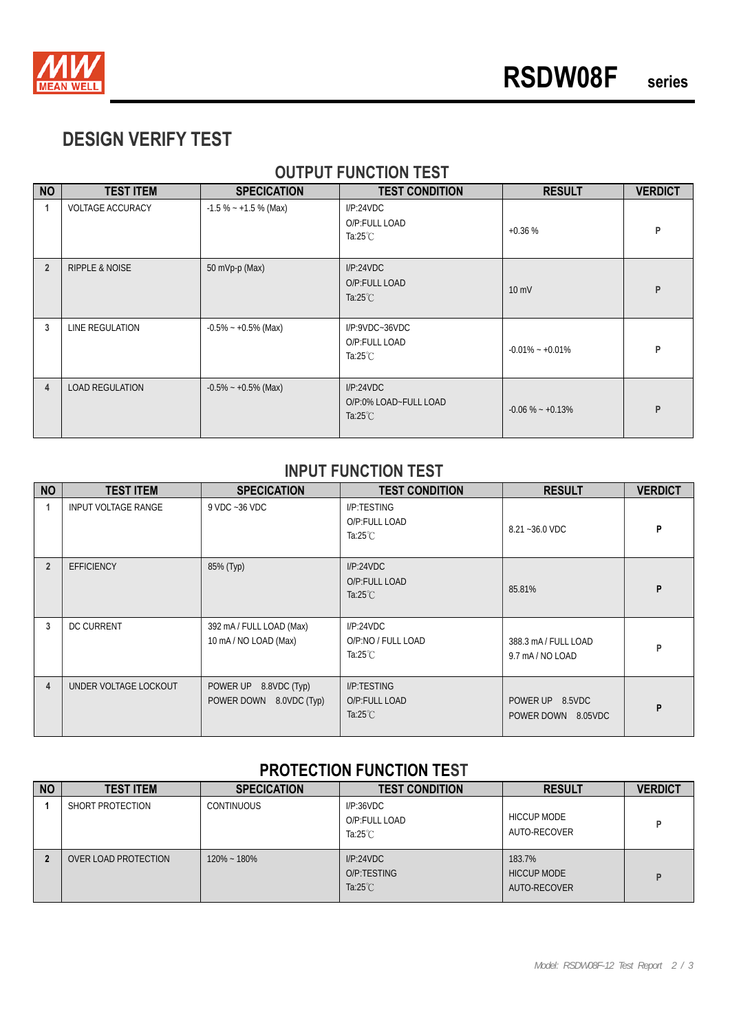# DESIGN VERIFY TEST

## OUTPUT FUNCTION TEST

| NO | TEST ITEM | SPECICATION | TEST CONDITION | RESULT | VERDICT |
|---|---|---|---|---|---|
| 1 | VOLTAGE ACCURACY | -1.5 % ~ +1.5 % (Max) | I/P:24VDC<br>O/P:FULL LOAD<br>Ta:25℃ | +0.36 % | P |
| 2 | RIPPLE & NOISE | 50 mVp-p (Max) | I/P:24VDC<br>O/P:FULL LOAD<br>Ta:25℃ | 10 mV | P |
| 3 | LINE REGULATION | -0.5% ~ +0.5% (Max) | I/P:9VDC~36VDC<br>O/P:FULL LOAD<br>Ta:25℃ | -0.01% ~ +0.01% | P |
| 4 | LOAD REGULATION | -0.5% ~ +0.5% (Max) | I/P:24VDC<br>O/P:0% LOAD~FULL LOAD<br>Ta:25℃ | -0.06 % ~ +0.13% | P |

## INPUT FUNCTION TEST

| NO | TEST ITEM | SPECICATION | TEST CONDITION | RESULT | VERDICT |
|---|---|---|---|---|---|
| 1 | INPUT VOLTAGE RANGE | 9 VDC ~36 VDC | I/P:TESTING<br>O/P:FULL LOAD<br>Ta:25℃ | 8.21 ~36.0 VDC | P |
| 2 | EFFICIENCY | 85% (Typ) | I/P:24VDC<br>O/P:FULL LOAD<br>Ta:25℃ | 85.81% | P |
| 3 | DC CURRENT | 392 mA / FULL LOAD (Max)<br>10 mA / NO LOAD (Max) | I/P:24VDC<br>O/P:NO / FULL LOAD<br>Ta:25℃ | 388.3 mA / FULL LOAD<br>9.7 mA / NO LOAD | P |
| 4 | UNDER VOLTAGE LOCKOUT | POWER UP 8.8VDC (Typ)<br>POWER DOWN 8.0VDC (Typ) | I/P:TESTING<br>O/P:FULL LOAD<br>Ta:25℃ | POWER UP 8.5VDC<br>POWER DOWN 8.05VDC | P |

## PROTECTION FUNCTION TEST

| NO | TEST ITEM | SPECICATION | TEST CONDITION | RESULT | VERDICT |
|---|---|---|---|---|---|
| 1 | SHORT PROTECTION | CONTINUOUS | I/P:36VDC<br>O/P:FULL LOAD<br>Ta:25℃ | HICCUP MODE<br>AUTO-RECOVER | P |
| 2 | OVER LOAD PROTECTION | 120% ~ 180% | I/P:24VDC<br>O/P:TESTING<br>Ta:25℃ | 183.7%<br>HICCUP MODE<br>AUTO-RECOVER | P |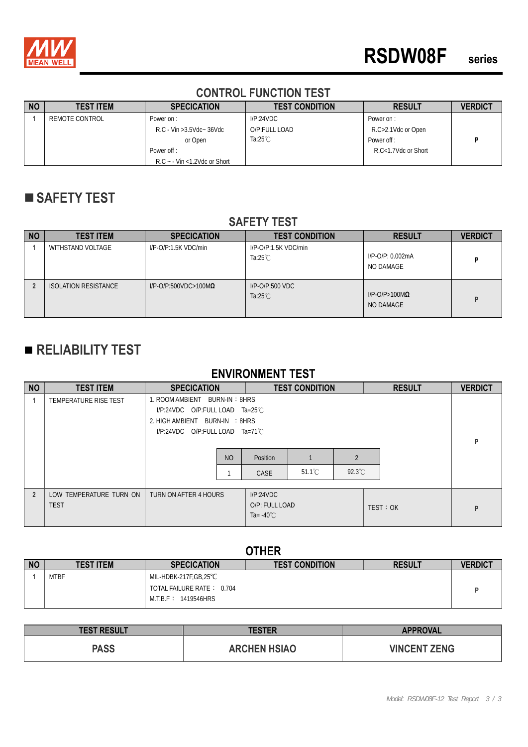## CONTROL FUNCTION TEST

| NO | TEST ITEM | SPECICATION | TEST CONDITION | RESULT | VERDICT |
|---|---|---|---|---|---|
| 1 | REMOTE CONTROL | Power on : R.C - Vin >3.5Vdc~ 36Vdc or Open Power off : R.C ~ - Vin <1.2Vdc or Short | I/P:24VDC O/P:FULL LOAD Ta:25℃ | Power on : R.C>2.1Vdc or Open Power off : R.C<1.7Vdc or Short | P |

# ■ SAFETY TEST

## SAFETY TEST

| NO | TEST ITEM | SPECICATION | TEST CONDITION | RESULT | VERDICT |
|---|---|---|---|---|---|
| 1 | WITHSTAND VOLTAGE | I/P-O/P:1.5K VDC/min | I/P-O/P:1.5K VDC/min Ta:25℃ | I/P-O/P: 0.002mA NO DAMAGE | P |
| 2 | ISOLATION RESISTANCE | I/P-O/P:500VDC>100MΩ | I/P-O/P:500 VDC Ta:25℃ | I/P-O/P>100MΩ NO DAMAGE | P |

# ■ RELIABILITY TEST

## ENVIRONMENT TEST

| NO | TEST ITEM | SPECICATION | TEST CONDITION | RESULT | VERDICT |
|---|---|---|---|---|---|
| 1 | TEMPERATURE RISE TEST | 1. ROOM AMBIENT BURN-IN：8HRS I/P:24VDC O/P:FULL LOAD Ta=25℃ 2. HIGH AMBIENT BURN-IN ：8HRS I/P:24VDC O/P:FULL LOAD Ta=71℃ | | | P |
| 2 | LOW TEMPERATURE TURN ON TEST | TURN ON AFTER 4 HOURS | I/P:24VDC O/P: FULL LOAD Ta= -40℃ | TEST：OK | P |

| NO | Position | 1 | 2 |
|---|---|---|---|
| 1 | CASE | 51.1℃ | 92.3℃ |

## OTHER

| NO | TEST ITEM | SPECICATION | TEST CONDITION | RESULT | VERDICT |
|---|---|---|---|---|---|
| 1 | MTBF | MIL-HDBK-217F,GB,25℃ TOTAL FAILURE RATE： 0.704 M.T.B.F： 1419546HRS | | | P |

| TEST RESULT | TESTER | APPROVAL |
|---|---|---|
| PASS | ARCHEN HSIAO | VINCENT ZENG |